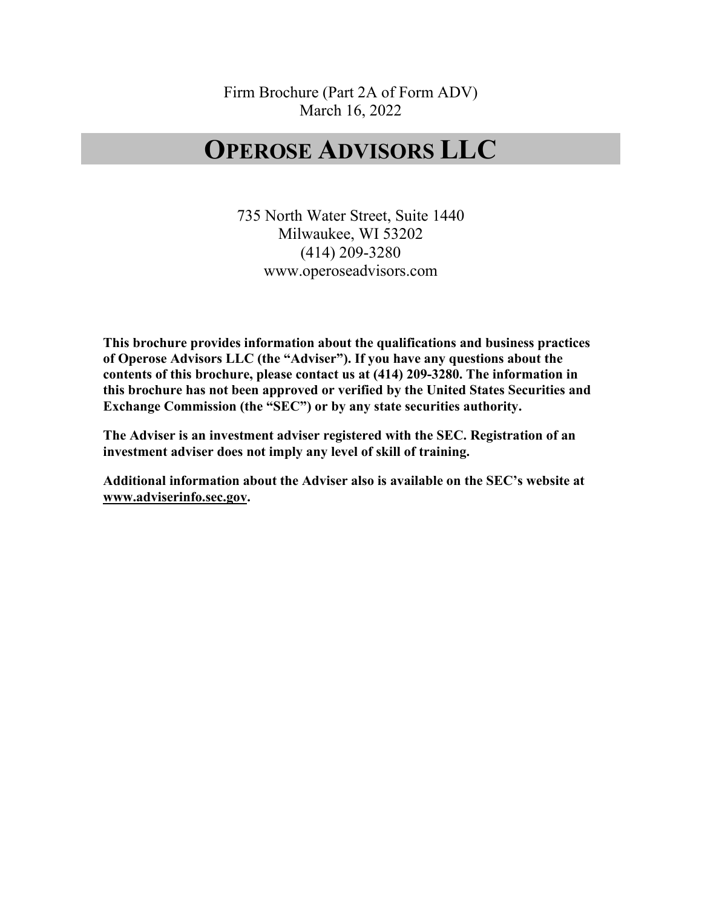Firm Brochure (Part 2A of Form ADV)
March 16, 2022

# OPEROSE ADVISORS LLC

735 North Water Street, Suite 1440
Milwaukee, WI 53202
(414) 209-3280
www.operoseadvisors.com

**This brochure provides information about the qualifications and business practices of Operose Advisors LLC (the "Adviser"). If you have any questions about the contents of this brochure, please contact us at (414) 209-3280. The information in this brochure has not been approved or verified by the United States Securities and Exchange Commission (the "SEC") or by any state securities authority.**

**The Adviser is an investment adviser registered with the SEC. Registration of an investment adviser does not imply any level of skill of training.**

**Additional information about the Adviser also is available on the SEC's website at www.adviserinfo.sec.gov.**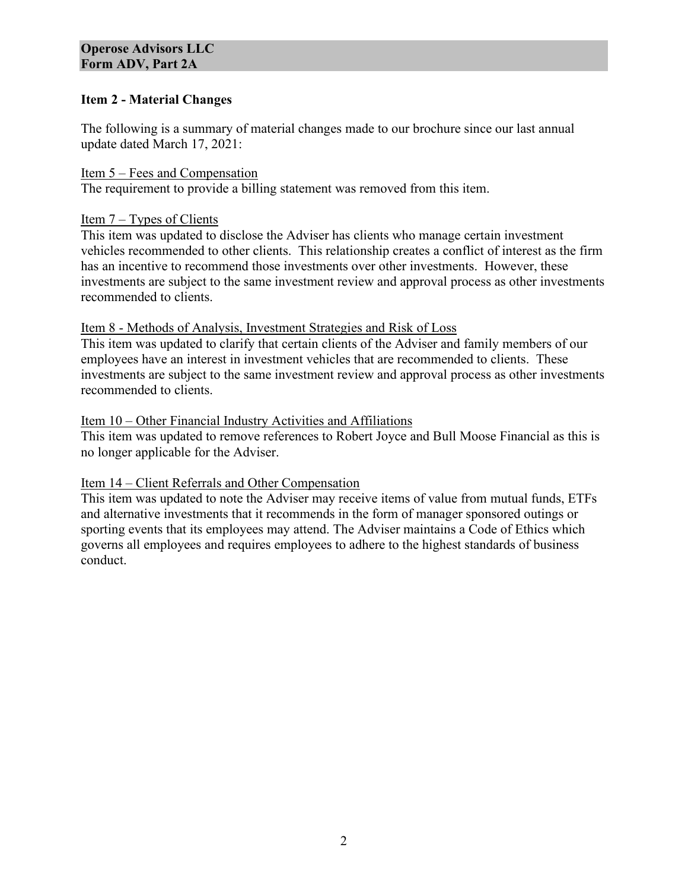## Item 2 - Material Changes

The following is a summary of material changes made to our brochure since our last annual update dated March 17, 2021:

Item 5 – Fees and Compensation

The requirement to provide a billing statement was removed from this item.

Item 7 – Types of Clients

This item was updated to disclose the Adviser has clients who manage certain investment vehicles recommended to other clients. This relationship creates a conflict of interest as the firm has an incentive to recommend those investments over other investments. However, these investments are subject to the same investment review and approval process as other investments recommended to clients.

Item 8 - Methods of Analysis, Investment Strategies and Risk of Loss

This item was updated to clarify that certain clients of the Adviser and family members of our employees have an interest in investment vehicles that are recommended to clients. These investments are subject to the same investment review and approval process as other investments recommended to clients.

Item 10 – Other Financial Industry Activities and Affiliations

This item was updated to remove references to Robert Joyce and Bull Moose Financial as this is no longer applicable for the Adviser.

Item 14 – Client Referrals and Other Compensation

This item was updated to note the Adviser may receive items of value from mutual funds, ETFs and alternative investments that it recommends in the form of manager sponsored outings or sporting events that its employees may attend. The Adviser maintains a Code of Ethics which governs all employees and requires employees to adhere to the highest standards of business conduct.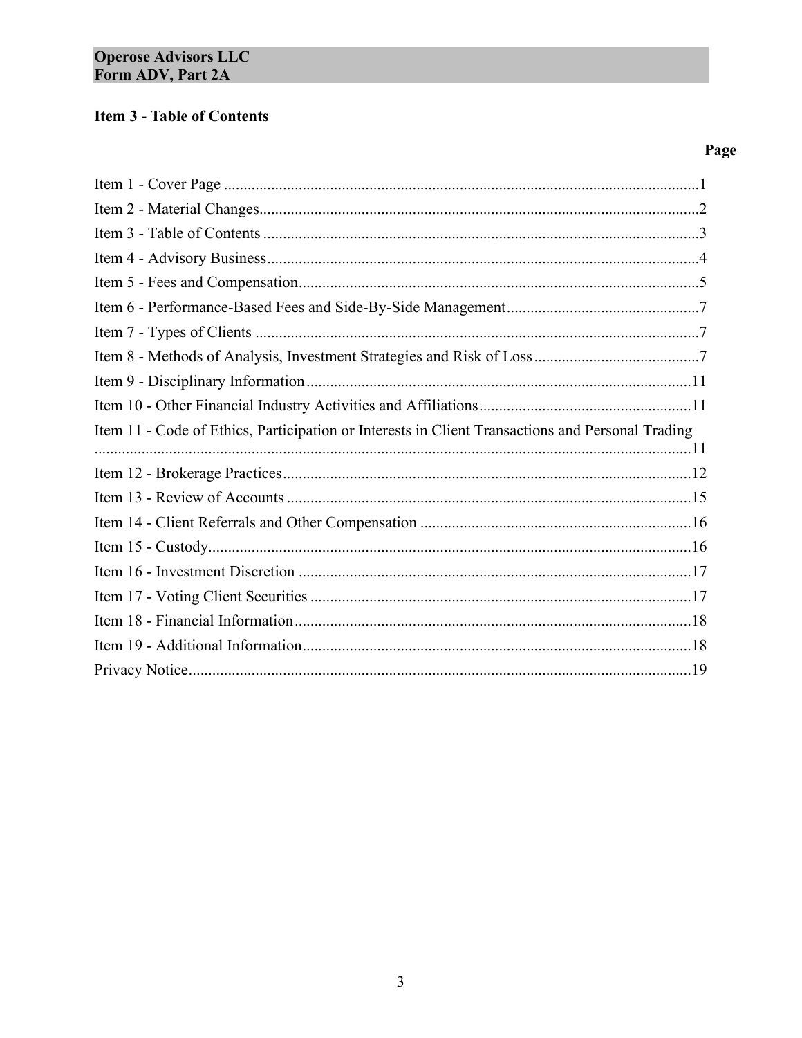## Item 3 - Table of Contents

| | Page |
|---|---|
| Item 1 - Cover Page | 1 |
| Item 2 - Material Changes | 2 |
| Item 3 - Table of Contents | 3 |
| Item 4 - Advisory Business | 4 |
| Item 5 - Fees and Compensation | 5 |
| Item 6 - Performance-Based Fees and Side-By-Side Management | 7 |
| Item 7 - Types of Clients | 7 |
| Item 8 - Methods of Analysis, Investment Strategies and Risk of Loss | 7 |
| Item 9 - Disciplinary Information | 11 |
| Item 10 - Other Financial Industry Activities and Affiliations | 11 |
| Item 11 - Code of Ethics, Participation or Interests in Client Transactions and Personal Trading | 11 |
| Item 12 - Brokerage Practices | 12 |
| Item 13 - Review of Accounts | 15 |
| Item 14 - Client Referrals and Other Compensation | 16 |
| Item 15 - Custody | 16 |
| Item 16 - Investment Discretion | 17 |
| Item 17 - Voting Client Securities | 17 |
| Item 18 - Financial Information | 18 |
| Item 19 - Additional Information | 18 |
| Privacy Notice | 19 |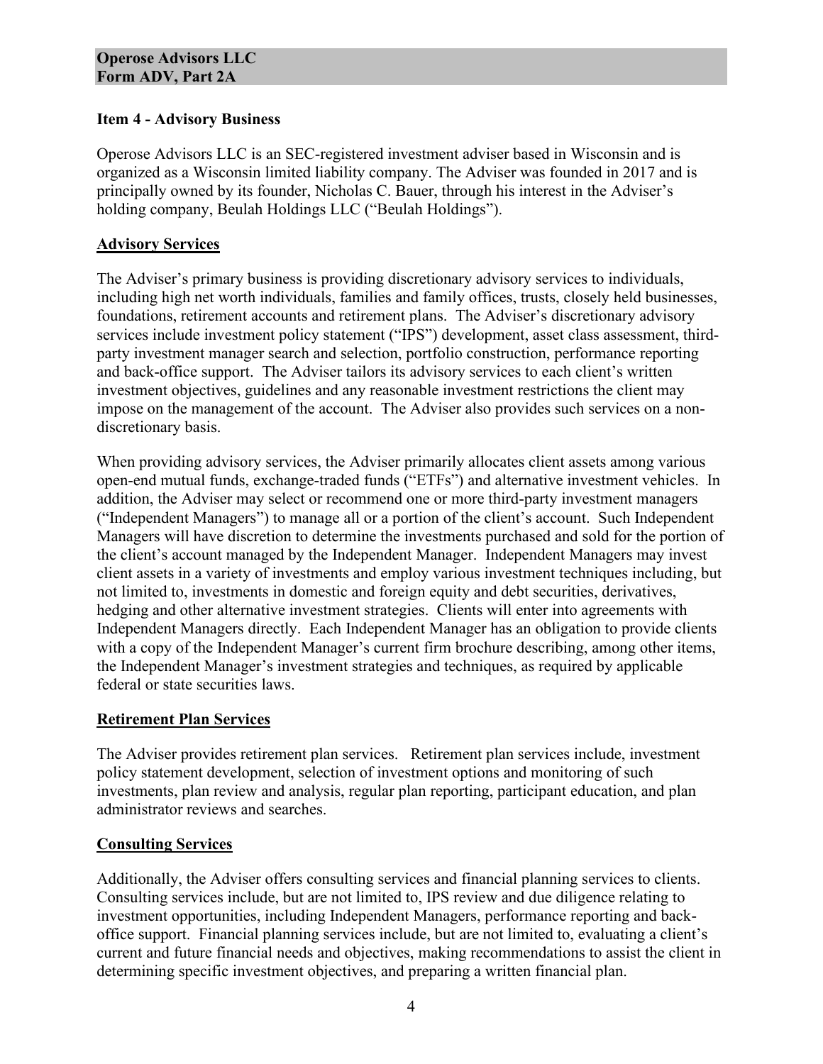## Item 4 - Advisory Business

Operose Advisors LLC is an SEC-registered investment adviser based in Wisconsin and is organized as a Wisconsin limited liability company. The Adviser was founded in 2017 and is principally owned by its founder, Nicholas C. Bauer, through his interest in the Adviser's holding company, Beulah Holdings LLC ("Beulah Holdings").

### Advisory Services

The Adviser's primary business is providing discretionary advisory services to individuals, including high net worth individuals, families and family offices, trusts, closely held businesses, foundations, retirement accounts and retirement plans. The Adviser's discretionary advisory services include investment policy statement ("IPS") development, asset class assessment, third-party investment manager search and selection, portfolio construction, performance reporting and back-office support. The Adviser tailors its advisory services to each client's written investment objectives, guidelines and any reasonable investment restrictions the client may impose on the management of the account. The Adviser also provides such services on a non-discretionary basis.

When providing advisory services, the Adviser primarily allocates client assets among various open-end mutual funds, exchange-traded funds ("ETFs") and alternative investment vehicles. In addition, the Adviser may select or recommend one or more third-party investment managers ("Independent Managers") to manage all or a portion of the client's account. Such Independent Managers will have discretion to determine the investments purchased and sold for the portion of the client's account managed by the Independent Manager. Independent Managers may invest client assets in a variety of investments and employ various investment techniques including, but not limited to, investments in domestic and foreign equity and debt securities, derivatives, hedging and other alternative investment strategies. Clients will enter into agreements with Independent Managers directly. Each Independent Manager has an obligation to provide clients with a copy of the Independent Manager's current firm brochure describing, among other items, the Independent Manager's investment strategies and techniques, as required by applicable federal or state securities laws.

### Retirement Plan Services

The Adviser provides retirement plan services. Retirement plan services include, investment policy statement development, selection of investment options and monitoring of such investments, plan review and analysis, regular plan reporting, participant education, and plan administrator reviews and searches.

### Consulting Services

Additionally, the Adviser offers consulting services and financial planning services to clients. Consulting services include, but are not limited to, IPS review and due diligence relating to investment opportunities, including Independent Managers, performance reporting and back-office support. Financial planning services include, but are not limited to, evaluating a client's current and future financial needs and objectives, making recommendations to assist the client in determining specific investment objectives, and preparing a written financial plan.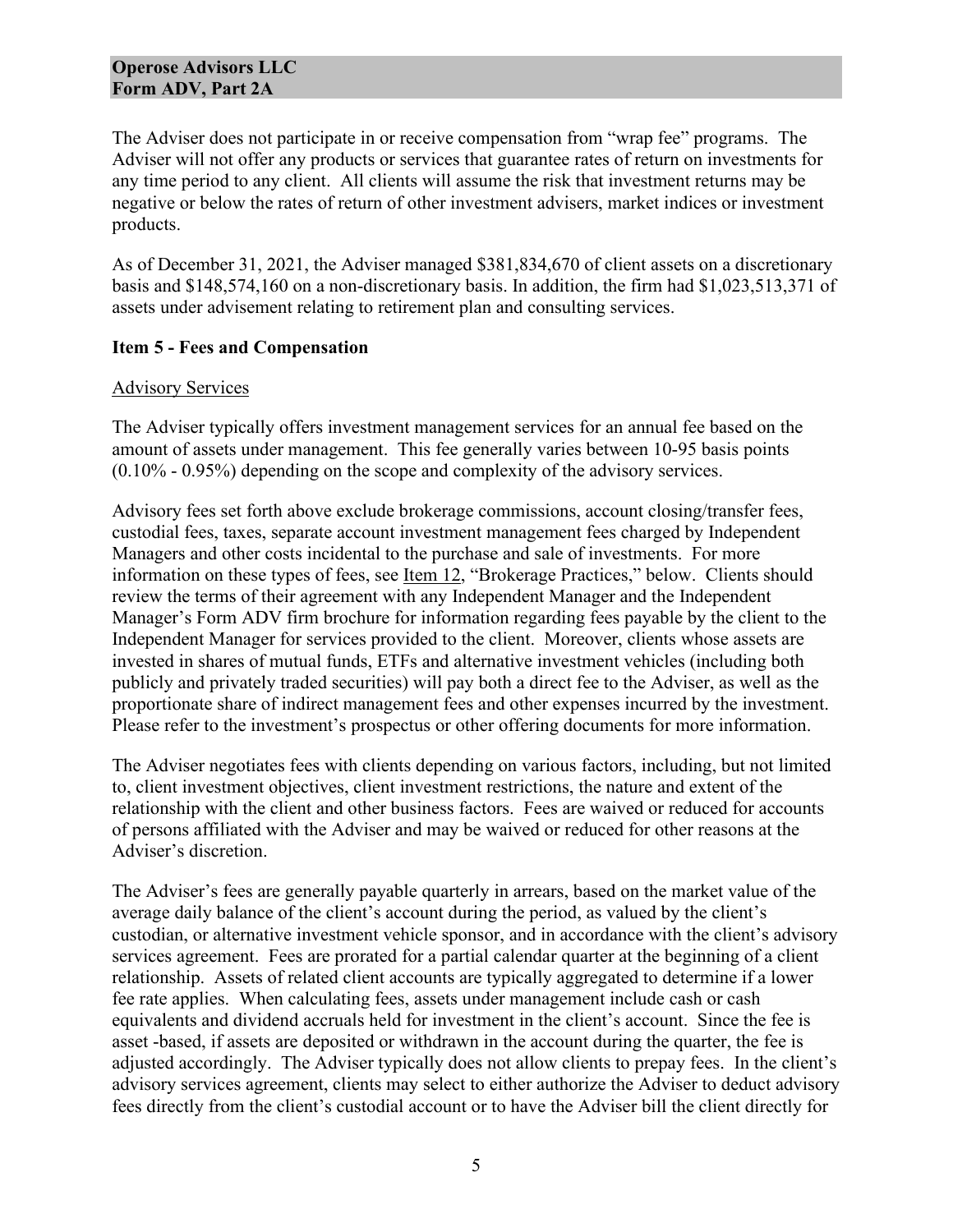The Adviser does not participate in or receive compensation from "wrap fee" programs. The Adviser will not offer any products or services that guarantee rates of return on investments for any time period to any client. All clients will assume the risk that investment returns may be negative or below the rates of return of other investment advisers, market indices or investment products.

As of December 31, 2021, the Adviser managed $381,834,670 of client assets on a discretionary basis and $148,574,160 on a non-discretionary basis. In addition, the firm had $1,023,513,371 of assets under advisement relating to retirement plan and consulting services.

## Item 5 - Fees and Compensation

### Advisory Services

The Adviser typically offers investment management services for an annual fee based on the amount of assets under management. This fee generally varies between 10-95 basis points (0.10% - 0.95%) depending on the scope and complexity of the advisory services.

Advisory fees set forth above exclude brokerage commissions, account closing/transfer fees, custodial fees, taxes, separate account investment management fees charged by Independent Managers and other costs incidental to the purchase and sale of investments. For more information on these types of fees, see Item 12, "Brokerage Practices," below. Clients should review the terms of their agreement with any Independent Manager and the Independent Manager's Form ADV firm brochure for information regarding fees payable by the client to the Independent Manager for services provided to the client. Moreover, clients whose assets are invested in shares of mutual funds, ETFs and alternative investment vehicles (including both publicly and privately traded securities) will pay both a direct fee to the Adviser, as well as the proportionate share of indirect management fees and other expenses incurred by the investment. Please refer to the investment's prospectus or other offering documents for more information.

The Adviser negotiates fees with clients depending on various factors, including, but not limited to, client investment objectives, client investment restrictions, the nature and extent of the relationship with the client and other business factors. Fees are waived or reduced for accounts of persons affiliated with the Adviser and may be waived or reduced for other reasons at the Adviser's discretion.

The Adviser's fees are generally payable quarterly in arrears, based on the market value of the average daily balance of the client's account during the period, as valued by the client's custodian, or alternative investment vehicle sponsor, and in accordance with the client's advisory services agreement. Fees are prorated for a partial calendar quarter at the beginning of a client relationship. Assets of related client accounts are typically aggregated to determine if a lower fee rate applies. When calculating fees, assets under management include cash or cash equivalents and dividend accruals held for investment in the client's account. Since the fee is asset -based, if assets are deposited or withdrawn in the account during the quarter, the fee is adjusted accordingly. The Adviser typically does not allow clients to prepay fees. In the client's advisory services agreement, clients may select to either authorize the Adviser to deduct advisory fees directly from the client's custodial account or to have the Adviser bill the client directly for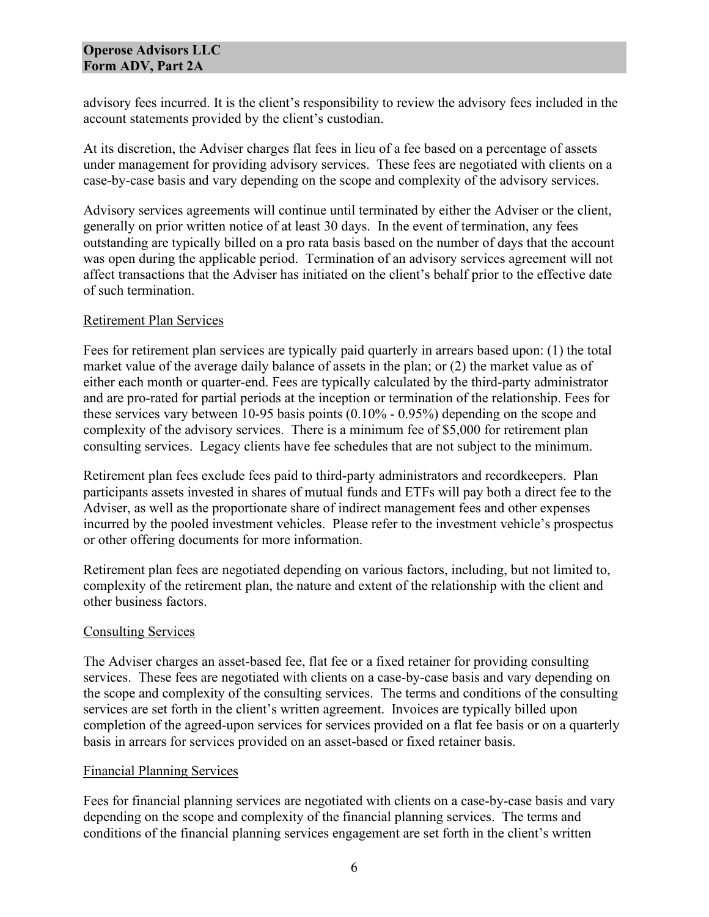advisory fees incurred. It is the client's responsibility to review the advisory fees included in the account statements provided by the client's custodian.

At its discretion, the Adviser charges flat fees in lieu of a fee based on a percentage of assets under management for providing advisory services. These fees are negotiated with clients on a case-by-case basis and vary depending on the scope and complexity of the advisory services.

Advisory services agreements will continue until terminated by either the Adviser or the client, generally on prior written notice of at least 30 days. In the event of termination, any fees outstanding are typically billed on a pro rata basis based on the number of days that the account was open during the applicable period. Termination of an advisory services agreement will not affect transactions that the Adviser has initiated on the client's behalf prior to the effective date of such termination.

Retirement Plan Services

Fees for retirement plan services are typically paid quarterly in arrears based upon: (1) the total market value of the average daily balance of assets in the plan; or (2) the market value as of either each month or quarter-end. Fees are typically calculated by the third-party administrator and are pro-rated for partial periods at the inception or termination of the relationship. Fees for these services vary between 10-95 basis points (0.10% - 0.95%) depending on the scope and complexity of the advisory services. There is a minimum fee of $5,000 for retirement plan consulting services. Legacy clients have fee schedules that are not subject to the minimum.

Retirement plan fees exclude fees paid to third-party administrators and recordkeepers. Plan participants assets invested in shares of mutual funds and ETFs will pay both a direct fee to the Adviser, as well as the proportionate share of indirect management fees and other expenses incurred by the pooled investment vehicles. Please refer to the investment vehicle's prospectus or other offering documents for more information.

Retirement plan fees are negotiated depending on various factors, including, but not limited to, complexity of the retirement plan, the nature and extent of the relationship with the client and other business factors.

Consulting Services

The Adviser charges an asset-based fee, flat fee or a fixed retainer for providing consulting services. These fees are negotiated with clients on a case-by-case basis and vary depending on the scope and complexity of the consulting services. The terms and conditions of the consulting services are set forth in the client's written agreement. Invoices are typically billed upon completion of the agreed-upon services for services provided on a flat fee basis or on a quarterly basis in arrears for services provided on an asset-based or fixed retainer basis.

Financial Planning Services

Fees for financial planning services are negotiated with clients on a case-by-case basis and vary depending on the scope and complexity of the financial planning services. The terms and conditions of the financial planning services engagement are set forth in the client's written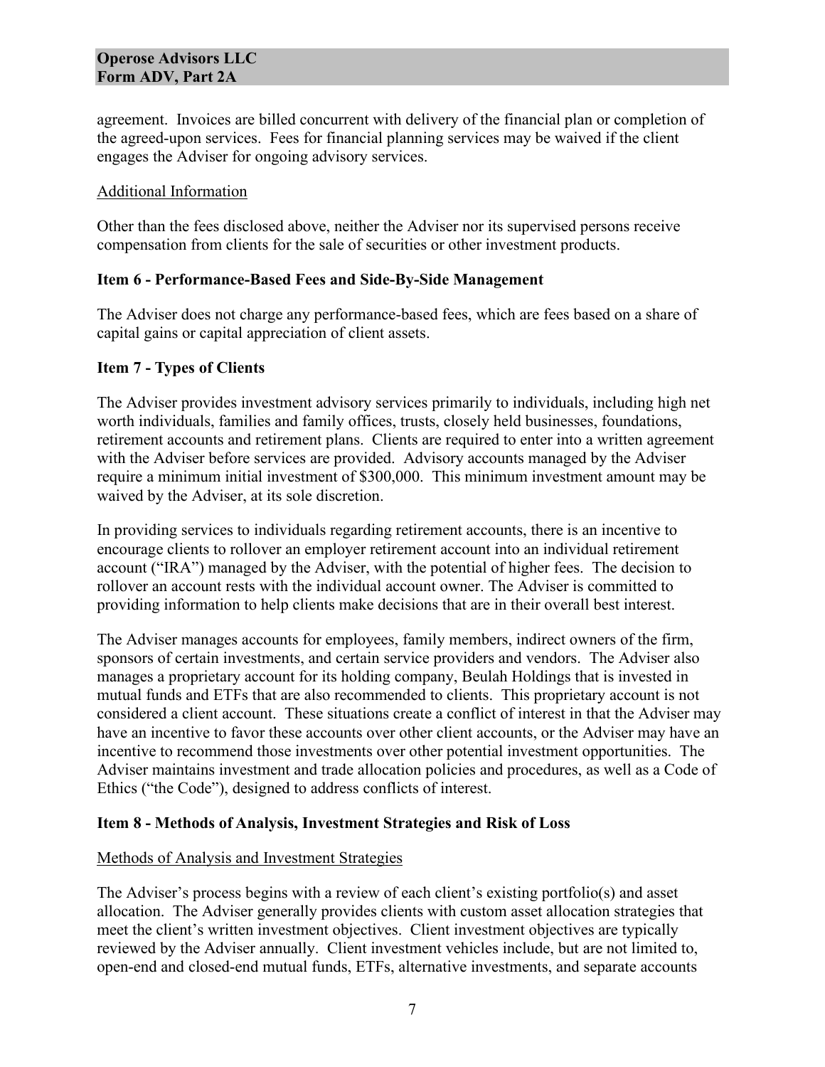agreement. Invoices are billed concurrent with delivery of the financial plan or completion of the agreed-upon services. Fees for financial planning services may be waived if the client engages the Adviser for ongoing advisory services.

Additional Information

Other than the fees disclosed above, neither the Adviser nor its supervised persons receive compensation from clients for the sale of securities or other investment products.

## Item 6 - Performance-Based Fees and Side-By-Side Management

The Adviser does not charge any performance-based fees, which are fees based on a share of capital gains or capital appreciation of client assets.

## Item 7 - Types of Clients

The Adviser provides investment advisory services primarily to individuals, including high net worth individuals, families and family offices, trusts, closely held businesses, foundations, retirement accounts and retirement plans. Clients are required to enter into a written agreement with the Adviser before services are provided. Advisory accounts managed by the Adviser require a minimum initial investment of $300,000. This minimum investment amount may be waived by the Adviser, at its sole discretion.

In providing services to individuals regarding retirement accounts, there is an incentive to encourage clients to rollover an employer retirement account into an individual retirement account ("IRA") managed by the Adviser, with the potential of higher fees. The decision to rollover an account rests with the individual account owner. The Adviser is committed to providing information to help clients make decisions that are in their overall best interest.

The Adviser manages accounts for employees, family members, indirect owners of the firm, sponsors of certain investments, and certain service providers and vendors. The Adviser also manages a proprietary account for its holding company, Beulah Holdings that is invested in mutual funds and ETFs that are also recommended to clients. This proprietary account is not considered a client account. These situations create a conflict of interest in that the Adviser may have an incentive to favor these accounts over other client accounts, or the Adviser may have an incentive to recommend those investments over other potential investment opportunities. The Adviser maintains investment and trade allocation policies and procedures, as well as a Code of Ethics ("the Code"), designed to address conflicts of interest.

## Item 8 - Methods of Analysis, Investment Strategies and Risk of Loss

Methods of Analysis and Investment Strategies

The Adviser's process begins with a review of each client's existing portfolio(s) and asset allocation. The Adviser generally provides clients with custom asset allocation strategies that meet the client's written investment objectives. Client investment objectives are typically reviewed by the Adviser annually. Client investment vehicles include, but are not limited to, open-end and closed-end mutual funds, ETFs, alternative investments, and separate accounts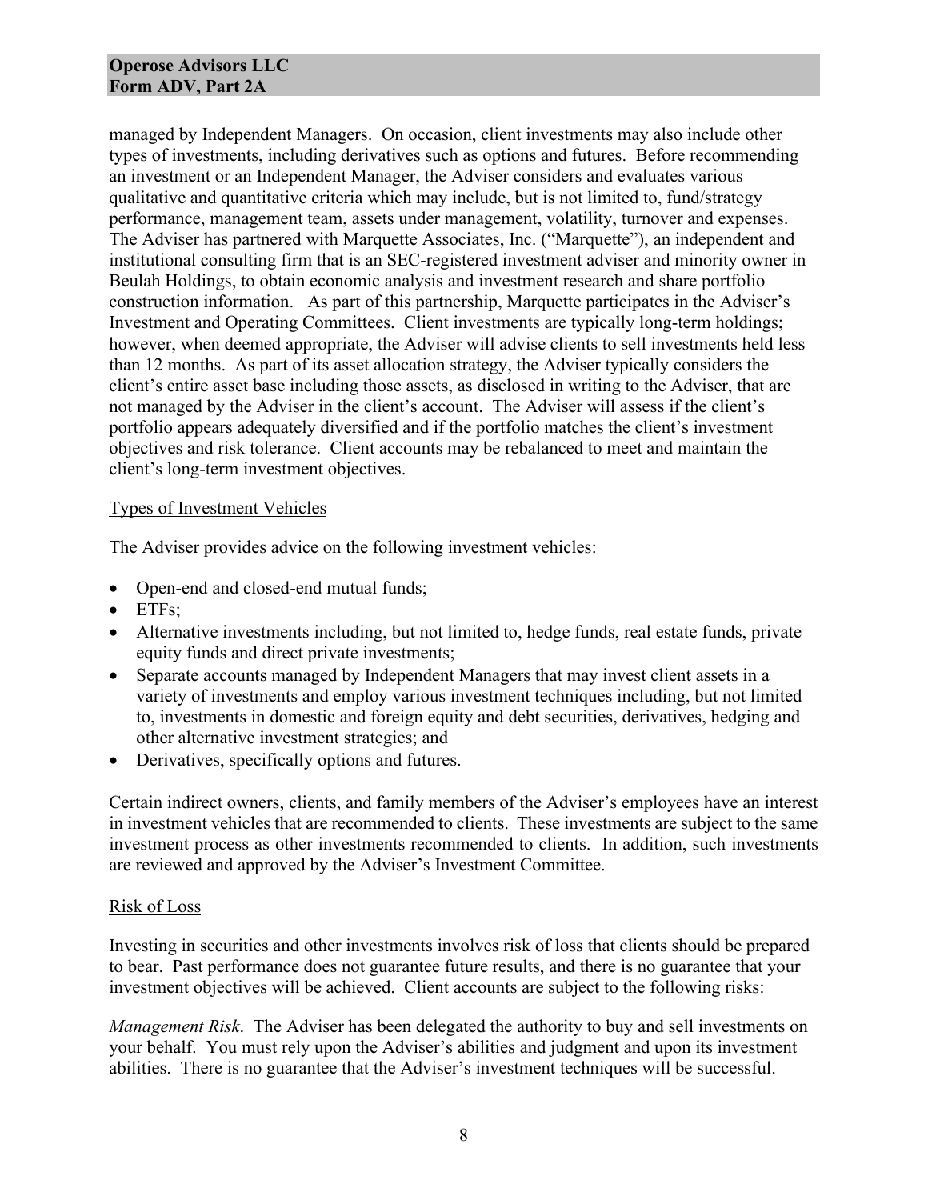managed by Independent Managers. On occasion, client investments may also include other types of investments, including derivatives such as options and futures. Before recommending an investment or an Independent Manager, the Adviser considers and evaluates various qualitative and quantitative criteria which may include, but is not limited to, fund/strategy performance, management team, assets under management, volatility, turnover and expenses. The Adviser has partnered with Marquette Associates, Inc. ("Marquette"), an independent and institutional consulting firm that is an SEC-registered investment adviser and minority owner in Beulah Holdings, to obtain economic analysis and investment research and share portfolio construction information. As part of this partnership, Marquette participates in the Adviser's Investment and Operating Committees. Client investments are typically long-term holdings; however, when deemed appropriate, the Adviser will advise clients to sell investments held less than 12 months. As part of its asset allocation strategy, the Adviser typically considers the client's entire asset base including those assets, as disclosed in writing to the Adviser, that are not managed by the Adviser in the client's account. The Adviser will assess if the client's portfolio appears adequately diversified and if the portfolio matches the client's investment objectives and risk tolerance. Client accounts may be rebalanced to meet and maintain the client's long-term investment objectives.

Types of Investment Vehicles

The Adviser provides advice on the following investment vehicles:

- Open-end and closed-end mutual funds;
- ETFs;
- Alternative investments including, but not limited to, hedge funds, real estate funds, private equity funds and direct private investments;
- Separate accounts managed by Independent Managers that may invest client assets in a variety of investments and employ various investment techniques including, but not limited to, investments in domestic and foreign equity and debt securities, derivatives, hedging and other alternative investment strategies; and
- Derivatives, specifically options and futures.

Certain indirect owners, clients, and family members of the Adviser's employees have an interest in investment vehicles that are recommended to clients. These investments are subject to the same investment process as other investments recommended to clients. In addition, such investments are reviewed and approved by the Adviser's Investment Committee.

Risk of Loss

Investing in securities and other investments involves risk of loss that clients should be prepared to bear. Past performance does not guarantee future results, and there is no guarantee that your investment objectives will be achieved. Client accounts are subject to the following risks:

*Management Risk*. The Adviser has been delegated the authority to buy and sell investments on your behalf. You must rely upon the Adviser's abilities and judgment and upon its investment abilities. There is no guarantee that the Adviser's investment techniques will be successful.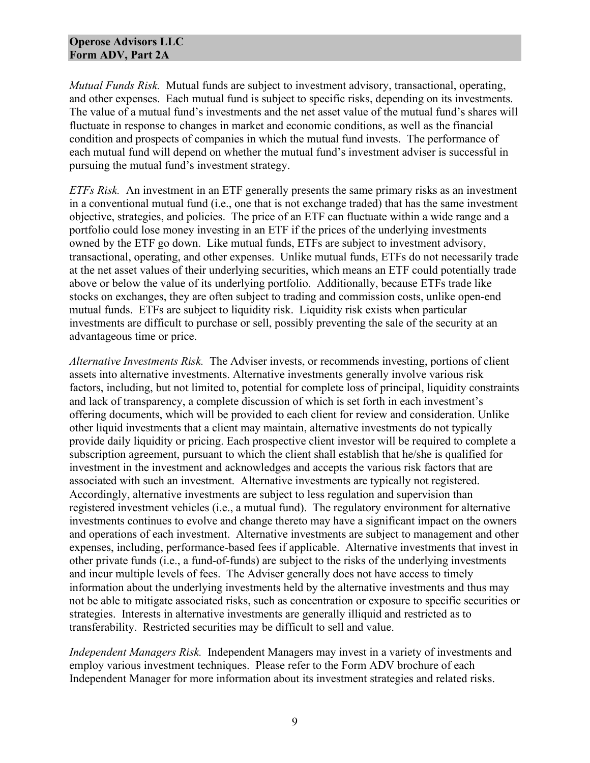*Mutual Funds Risk.* Mutual funds are subject to investment advisory, transactional, operating, and other expenses. Each mutual fund is subject to specific risks, depending on its investments. The value of a mutual fund's investments and the net asset value of the mutual fund's shares will fluctuate in response to changes in market and economic conditions, as well as the financial condition and prospects of companies in which the mutual fund invests. The performance of each mutual fund will depend on whether the mutual fund's investment adviser is successful in pursuing the mutual fund's investment strategy.

*ETFs Risk.* An investment in an ETF generally presents the same primary risks as an investment in a conventional mutual fund (i.e., one that is not exchange traded) that has the same investment objective, strategies, and policies. The price of an ETF can fluctuate within a wide range and a portfolio could lose money investing in an ETF if the prices of the underlying investments owned by the ETF go down. Like mutual funds, ETFs are subject to investment advisory, transactional, operating, and other expenses. Unlike mutual funds, ETFs do not necessarily trade at the net asset values of their underlying securities, which means an ETF could potentially trade above or below the value of its underlying portfolio. Additionally, because ETFs trade like stocks on exchanges, they are often subject to trading and commission costs, unlike open-end mutual funds. ETFs are subject to liquidity risk. Liquidity risk exists when particular investments are difficult to purchase or sell, possibly preventing the sale of the security at an advantageous time or price.

*Alternative Investments Risk.* The Adviser invests, or recommends investing, portions of client assets into alternative investments. Alternative investments generally involve various risk factors, including, but not limited to, potential for complete loss of principal, liquidity constraints and lack of transparency, a complete discussion of which is set forth in each investment's offering documents, which will be provided to each client for review and consideration. Unlike other liquid investments that a client may maintain, alternative investments do not typically provide daily liquidity or pricing. Each prospective client investor will be required to complete a subscription agreement, pursuant to which the client shall establish that he/she is qualified for investment in the investment and acknowledges and accepts the various risk factors that are associated with such an investment. Alternative investments are typically not registered. Accordingly, alternative investments are subject to less regulation and supervision than registered investment vehicles (i.e., a mutual fund). The regulatory environment for alternative investments continues to evolve and change thereto may have a significant impact on the owners and operations of each investment. Alternative investments are subject to management and other expenses, including, performance-based fees if applicable. Alternative investments that invest in other private funds (i.e., a fund-of-funds) are subject to the risks of the underlying investments and incur multiple levels of fees. The Adviser generally does not have access to timely information about the underlying investments held by the alternative investments and thus may not be able to mitigate associated risks, such as concentration or exposure to specific securities or strategies. Interests in alternative investments are generally illiquid and restricted as to transferability. Restricted securities may be difficult to sell and value.

*Independent Managers Risk.* Independent Managers may invest in a variety of investments and employ various investment techniques. Please refer to the Form ADV brochure of each Independent Manager for more information about its investment strategies and related risks.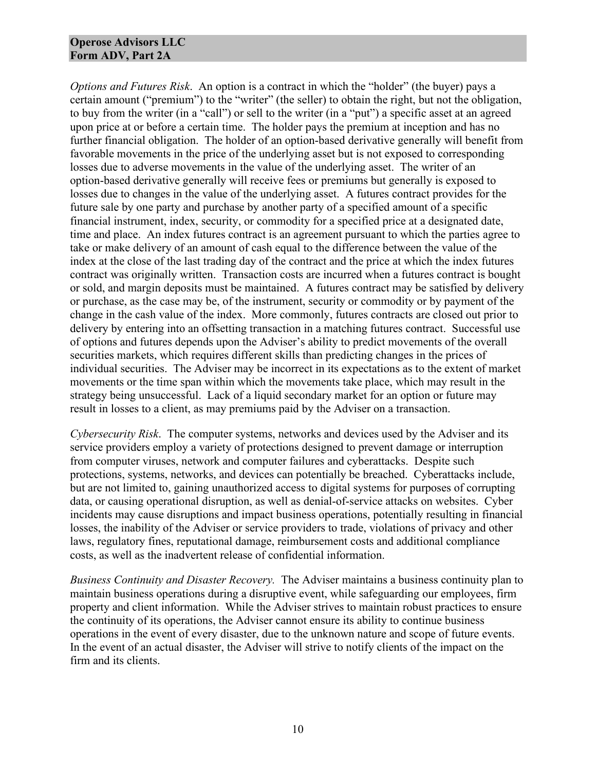*Options and Futures Risk*. An option is a contract in which the "holder" (the buyer) pays a certain amount ("premium") to the "writer" (the seller) to obtain the right, but not the obligation, to buy from the writer (in a "call") or sell to the writer (in a "put") a specific asset at an agreed upon price at or before a certain time. The holder pays the premium at inception and has no further financial obligation. The holder of an option-based derivative generally will benefit from favorable movements in the price of the underlying asset but is not exposed to corresponding losses due to adverse movements in the value of the underlying asset. The writer of an option-based derivative generally will receive fees or premiums but generally is exposed to losses due to changes in the value of the underlying asset. A futures contract provides for the future sale by one party and purchase by another party of a specified amount of a specific financial instrument, index, security, or commodity for a specified price at a designated date, time and place. An index futures contract is an agreement pursuant to which the parties agree to take or make delivery of an amount of cash equal to the difference between the value of the index at the close of the last trading day of the contract and the price at which the index futures contract was originally written. Transaction costs are incurred when a futures contract is bought or sold, and margin deposits must be maintained. A futures contract may be satisfied by delivery or purchase, as the case may be, of the instrument, security or commodity or by payment of the change in the cash value of the index. More commonly, futures contracts are closed out prior to delivery by entering into an offsetting transaction in a matching futures contract. Successful use of options and futures depends upon the Adviser's ability to predict movements of the overall securities markets, which requires different skills than predicting changes in the prices of individual securities. The Adviser may be incorrect in its expectations as to the extent of market movements or the time span within which the movements take place, which may result in the strategy being unsuccessful. Lack of a liquid secondary market for an option or future may result in losses to a client, as may premiums paid by the Adviser on a transaction.

*Cybersecurity Risk*. The computer systems, networks and devices used by the Adviser and its service providers employ a variety of protections designed to prevent damage or interruption from computer viruses, network and computer failures and cyberattacks. Despite such protections, systems, networks, and devices can potentially be breached. Cyberattacks include, but are not limited to, gaining unauthorized access to digital systems for purposes of corrupting data, or causing operational disruption, as well as denial-of-service attacks on websites. Cyber incidents may cause disruptions and impact business operations, potentially resulting in financial losses, the inability of the Adviser or service providers to trade, violations of privacy and other laws, regulatory fines, reputational damage, reimbursement costs and additional compliance costs, as well as the inadvertent release of confidential information.

*Business Continuity and Disaster Recovery.* The Adviser maintains a business continuity plan to maintain business operations during a disruptive event, while safeguarding our employees, firm property and client information. While the Adviser strives to maintain robust practices to ensure the continuity of its operations, the Adviser cannot ensure its ability to continue business operations in the event of every disaster, due to the unknown nature and scope of future events. In the event of an actual disaster, the Adviser will strive to notify clients of the impact on the firm and its clients.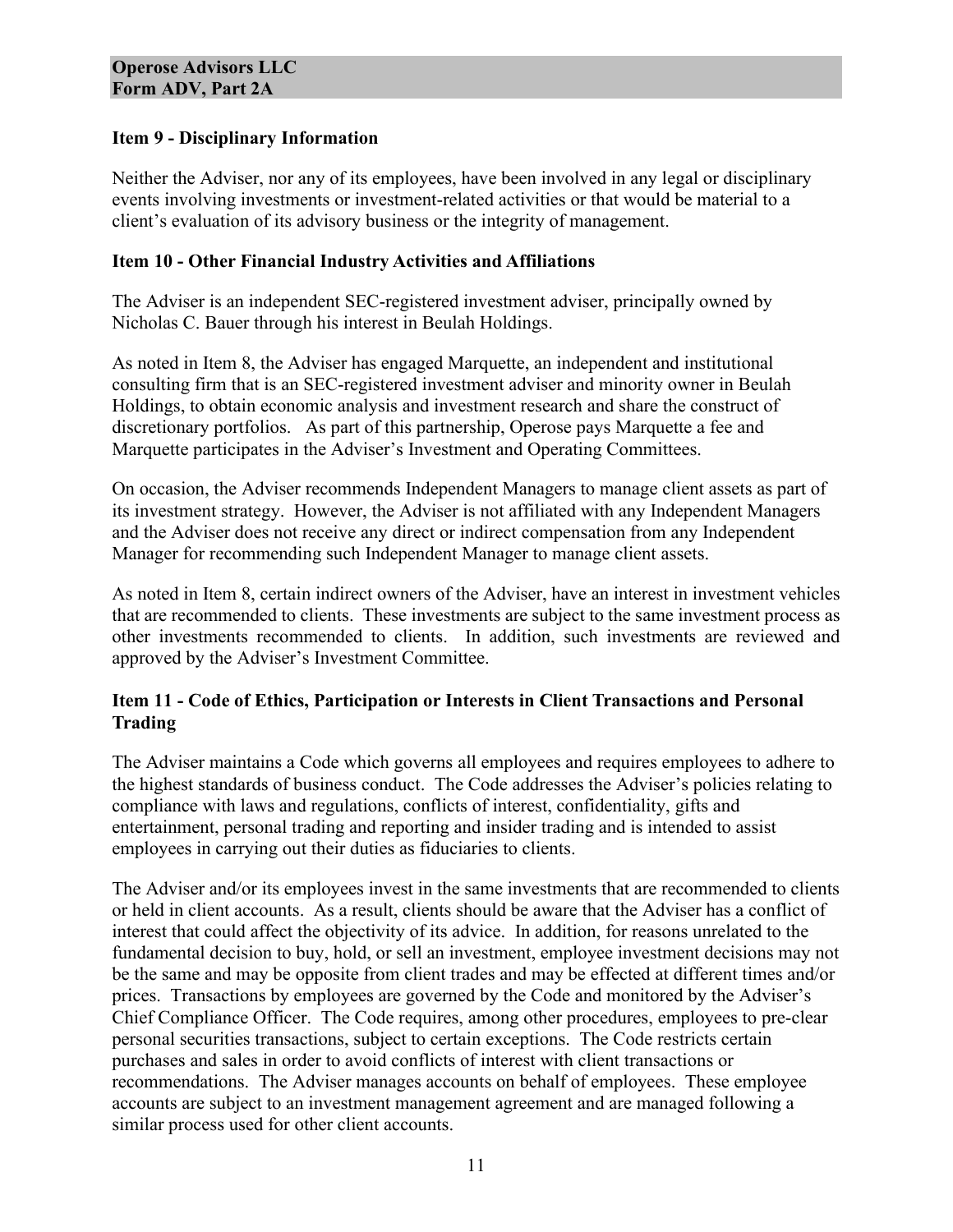## Item 9 - Disciplinary Information

Neither the Adviser, nor any of its employees, have been involved in any legal or disciplinary events involving investments or investment-related activities or that would be material to a client's evaluation of its advisory business or the integrity of management.

## Item 10 - Other Financial Industry Activities and Affiliations

The Adviser is an independent SEC-registered investment adviser, principally owned by Nicholas C. Bauer through his interest in Beulah Holdings.

As noted in Item 8, the Adviser has engaged Marquette, an independent and institutional consulting firm that is an SEC-registered investment adviser and minority owner in Beulah Holdings, to obtain economic analysis and investment research and share the construct of discretionary portfolios. As part of this partnership, Operose pays Marquette a fee and Marquette participates in the Adviser's Investment and Operating Committees.

On occasion, the Adviser recommends Independent Managers to manage client assets as part of its investment strategy. However, the Adviser is not affiliated with any Independent Managers and the Adviser does not receive any direct or indirect compensation from any Independent Manager for recommending such Independent Manager to manage client assets.

As noted in Item 8, certain indirect owners of the Adviser, have an interest in investment vehicles that are recommended to clients. These investments are subject to the same investment process as other investments recommended to clients. In addition, such investments are reviewed and approved by the Adviser's Investment Committee.

## Item 11 - Code of Ethics, Participation or Interests in Client Transactions and Personal Trading

The Adviser maintains a Code which governs all employees and requires employees to adhere to the highest standards of business conduct. The Code addresses the Adviser's policies relating to compliance with laws and regulations, conflicts of interest, confidentiality, gifts and entertainment, personal trading and reporting and insider trading and is intended to assist employees in carrying out their duties as fiduciaries to clients.

The Adviser and/or its employees invest in the same investments that are recommended to clients or held in client accounts. As a result, clients should be aware that the Adviser has a conflict of interest that could affect the objectivity of its advice. In addition, for reasons unrelated to the fundamental decision to buy, hold, or sell an investment, employee investment decisions may not be the same and may be opposite from client trades and may be effected at different times and/or prices. Transactions by employees are governed by the Code and monitored by the Adviser's Chief Compliance Officer. The Code requires, among other procedures, employees to pre-clear personal securities transactions, subject to certain exceptions. The Code restricts certain purchases and sales in order to avoid conflicts of interest with client transactions or recommendations. The Adviser manages accounts on behalf of employees. These employee accounts are subject to an investment management agreement and are managed following a similar process used for other client accounts.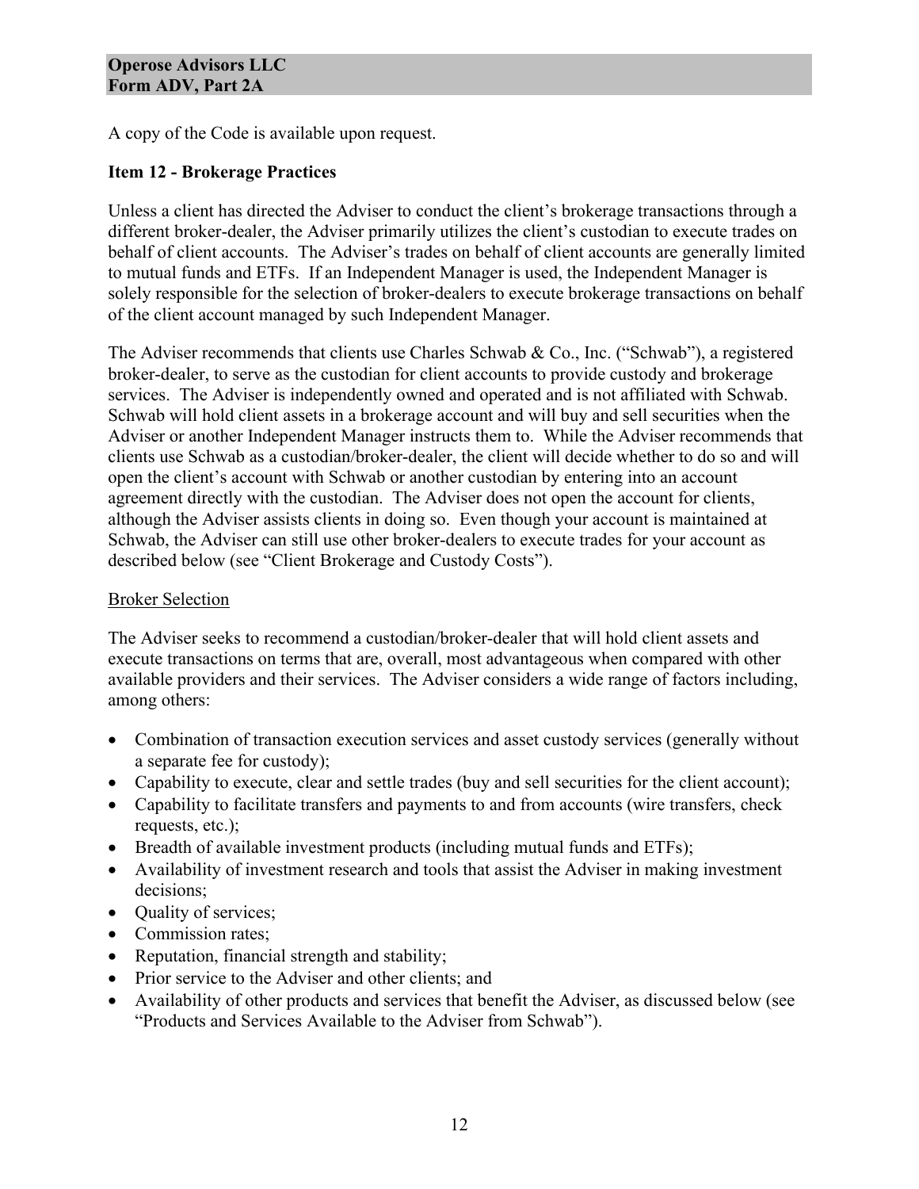A copy of the Code is available upon request.

## Item 12 - Brokerage Practices

Unless a client has directed the Adviser to conduct the client's brokerage transactions through a different broker-dealer, the Adviser primarily utilizes the client's custodian to execute trades on behalf of client accounts. The Adviser's trades on behalf of client accounts are generally limited to mutual funds and ETFs. If an Independent Manager is used, the Independent Manager is solely responsible for the selection of broker-dealers to execute brokerage transactions on behalf of the client account managed by such Independent Manager.

The Adviser recommends that clients use Charles Schwab & Co., Inc. ("Schwab"), a registered broker-dealer, to serve as the custodian for client accounts to provide custody and brokerage services. The Adviser is independently owned and operated and is not affiliated with Schwab. Schwab will hold client assets in a brokerage account and will buy and sell securities when the Adviser or another Independent Manager instructs them to. While the Adviser recommends that clients use Schwab as a custodian/broker-dealer, the client will decide whether to do so and will open the client's account with Schwab or another custodian by entering into an account agreement directly with the custodian. The Adviser does not open the account for clients, although the Adviser assists clients in doing so. Even though your account is maintained at Schwab, the Adviser can still use other broker-dealers to execute trades for your account as described below (see "Client Brokerage and Custody Costs").

### Broker Selection

The Adviser seeks to recommend a custodian/broker-dealer that will hold client assets and execute transactions on terms that are, overall, most advantageous when compared with other available providers and their services. The Adviser considers a wide range of factors including, among others:

- Combination of transaction execution services and asset custody services (generally without a separate fee for custody);
- Capability to execute, clear and settle trades (buy and sell securities for the client account);
- Capability to facilitate transfers and payments to and from accounts (wire transfers, check requests, etc.);
- Breadth of available investment products (including mutual funds and ETFs);
- Availability of investment research and tools that assist the Adviser in making investment decisions;
- Quality of services;
- Commission rates;
- Reputation, financial strength and stability;
- Prior service to the Adviser and other clients; and
- Availability of other products and services that benefit the Adviser, as discussed below (see "Products and Services Available to the Adviser from Schwab").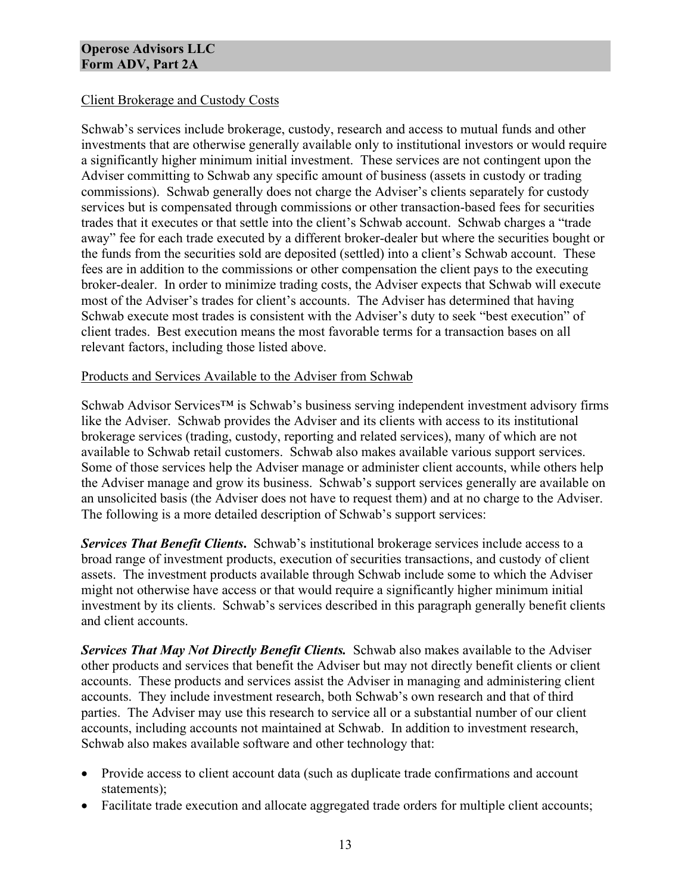Client Brokerage and Custody Costs

Schwab's services include brokerage, custody, research and access to mutual funds and other investments that are otherwise generally available only to institutional investors or would require a significantly higher minimum initial investment. These services are not contingent upon the Adviser committing to Schwab any specific amount of business (assets in custody or trading commissions). Schwab generally does not charge the Adviser's clients separately for custody services but is compensated through commissions or other transaction-based fees for securities trades that it executes or that settle into the client's Schwab account. Schwab charges a "trade away" fee for each trade executed by a different broker-dealer but where the securities bought or the funds from the securities sold are deposited (settled) into a client's Schwab account. These fees are in addition to the commissions or other compensation the client pays to the executing broker-dealer. In order to minimize trading costs, the Adviser expects that Schwab will execute most of the Adviser's trades for client's accounts. The Adviser has determined that having Schwab execute most trades is consistent with the Adviser's duty to seek "best execution" of client trades. Best execution means the most favorable terms for a transaction bases on all relevant factors, including those listed above.

Products and Services Available to the Adviser from Schwab

Schwab Advisor Services™ is Schwab's business serving independent investment advisory firms like the Adviser. Schwab provides the Adviser and its clients with access to its institutional brokerage services (trading, custody, reporting and related services), many of which are not available to Schwab retail customers. Schwab also makes available various support services. Some of those services help the Adviser manage or administer client accounts, while others help the Adviser manage and grow its business. Schwab's support services generally are available on an unsolicited basis (the Adviser does not have to request them) and at no charge to the Adviser. The following is a more detailed description of Schwab's support services:

***Services That Benefit Clients***. Schwab's institutional brokerage services include access to a broad range of investment products, execution of securities transactions, and custody of client assets. The investment products available through Schwab include some to which the Adviser might not otherwise have access or that would require a significantly higher minimum initial investment by its clients. Schwab's services described in this paragraph generally benefit clients and client accounts.

***Services That May Not Directly Benefit Clients.*** Schwab also makes available to the Adviser other products and services that benefit the Adviser but may not directly benefit clients or client accounts. These products and services assist the Adviser in managing and administering client accounts. They include investment research, both Schwab's own research and that of third parties. The Adviser may use this research to service all or a substantial number of our client accounts, including accounts not maintained at Schwab. In addition to investment research, Schwab also makes available software and other technology that:

- Provide access to client account data (such as duplicate trade confirmations and account statements);
- Facilitate trade execution and allocate aggregated trade orders for multiple client accounts;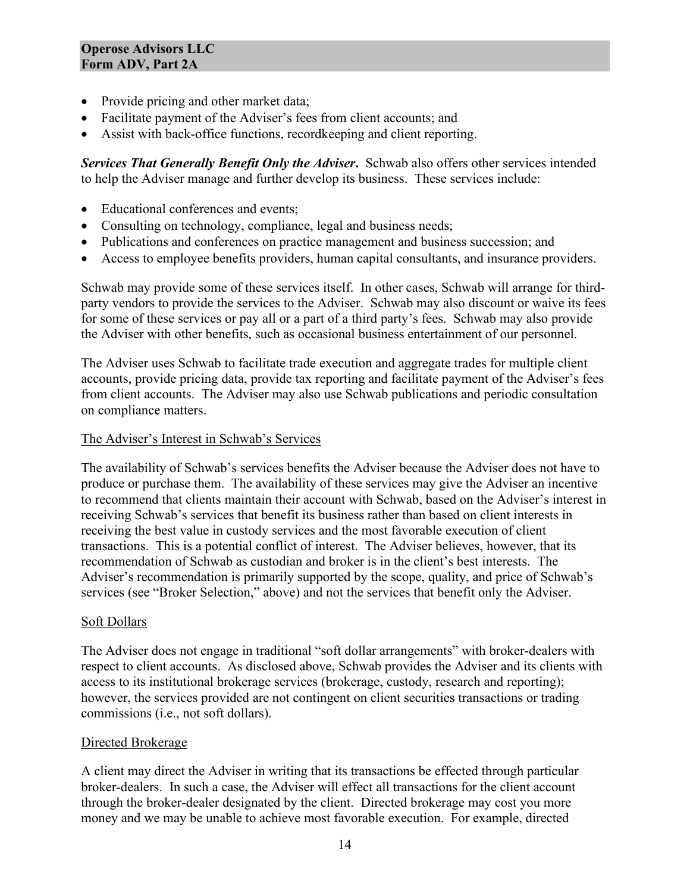- Provide pricing and other market data;
- Facilitate payment of the Adviser's fees from client accounts; and
- Assist with back-office functions, recordkeeping and client reporting.

***Services That Generally Benefit Only the Adviser*.** Schwab also offers other services intended to help the Adviser manage and further develop its business. These services include:

- Educational conferences and events;
- Consulting on technology, compliance, legal and business needs;
- Publications and conferences on practice management and business succession; and
- Access to employee benefits providers, human capital consultants, and insurance providers.

Schwab may provide some of these services itself. In other cases, Schwab will arrange for third-party vendors to provide the services to the Adviser. Schwab may also discount or waive its fees for some of these services or pay all or a part of a third party's fees. Schwab may also provide the Adviser with other benefits, such as occasional business entertainment of our personnel.

The Adviser uses Schwab to facilitate trade execution and aggregate trades for multiple client accounts, provide pricing data, provide tax reporting and facilitate payment of the Adviser's fees from client accounts. The Adviser may also use Schwab publications and periodic consultation on compliance matters.

<u>The Adviser's Interest in Schwab's Services</u>

The availability of Schwab's services benefits the Adviser because the Adviser does not have to produce or purchase them. The availability of these services may give the Adviser an incentive to recommend that clients maintain their account with Schwab, based on the Adviser's interest in receiving Schwab's services that benefit its business rather than based on client interests in receiving the best value in custody services and the most favorable execution of client transactions. This is a potential conflict of interest. The Adviser believes, however, that its recommendation of Schwab as custodian and broker is in the client's best interests. The Adviser's recommendation is primarily supported by the scope, quality, and price of Schwab's services (see "Broker Selection," above) and not the services that benefit only the Adviser.

<u>Soft Dollars</u>

The Adviser does not engage in traditional "soft dollar arrangements" with broker-dealers with respect to client accounts. As disclosed above, Schwab provides the Adviser and its clients with access to its institutional brokerage services (brokerage, custody, research and reporting); however, the services provided are not contingent on client securities transactions or trading commissions (i.e., not soft dollars).

<u>Directed Brokerage</u>

A client may direct the Adviser in writing that its transactions be effected through particular broker-dealers. In such a case, the Adviser will effect all transactions for the client account through the broker-dealer designated by the client. Directed brokerage may cost you more money and we may be unable to achieve most favorable execution. For example, directed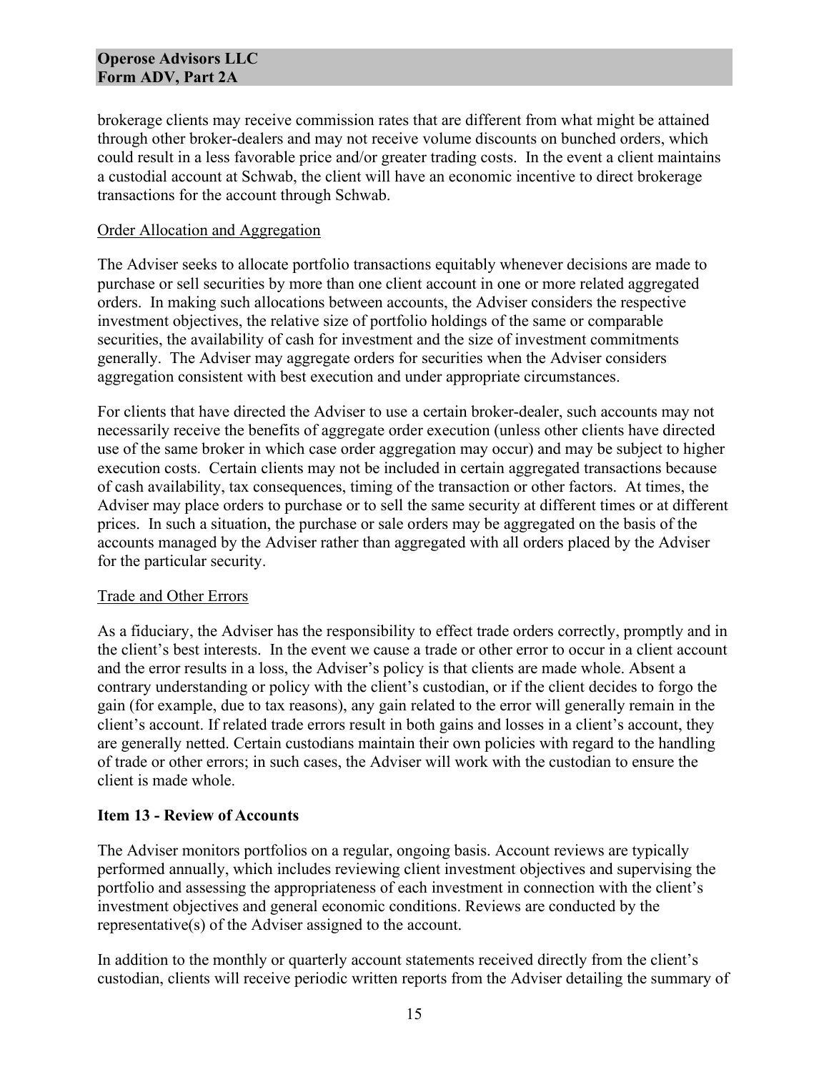brokerage clients may receive commission rates that are different from what might be attained through other broker-dealers and may not receive volume discounts on bunched orders, which could result in a less favorable price and/or greater trading costs. In the event a client maintains a custodial account at Schwab, the client will have an economic incentive to direct brokerage transactions for the account through Schwab.

Order Allocation and Aggregation

The Adviser seeks to allocate portfolio transactions equitably whenever decisions are made to purchase or sell securities by more than one client account in one or more related aggregated orders. In making such allocations between accounts, the Adviser considers the respective investment objectives, the relative size of portfolio holdings of the same or comparable securities, the availability of cash for investment and the size of investment commitments generally. The Adviser may aggregate orders for securities when the Adviser considers aggregation consistent with best execution and under appropriate circumstances.

For clients that have directed the Adviser to use a certain broker-dealer, such accounts may not necessarily receive the benefits of aggregate order execution (unless other clients have directed use of the same broker in which case order aggregation may occur) and may be subject to higher execution costs. Certain clients may not be included in certain aggregated transactions because of cash availability, tax consequences, timing of the transaction or other factors. At times, the Adviser may place orders to purchase or to sell the same security at different times or at different prices. In such a situation, the purchase or sale orders may be aggregated on the basis of the accounts managed by the Adviser rather than aggregated with all orders placed by the Adviser for the particular security.

Trade and Other Errors

As a fiduciary, the Adviser has the responsibility to effect trade orders correctly, promptly and in the client's best interests. In the event we cause a trade or other error to occur in a client account and the error results in a loss, the Adviser's policy is that clients are made whole. Absent a contrary understanding or policy with the client's custodian, or if the client decides to forgo the gain (for example, due to tax reasons), any gain related to the error will generally remain in the client's account. If related trade errors result in both gains and losses in a client's account, they are generally netted. Certain custodians maintain their own policies with regard to the handling of trade or other errors; in such cases, the Adviser will work with the custodian to ensure the client is made whole.

## Item 13 - Review of Accounts

The Adviser monitors portfolios on a regular, ongoing basis. Account reviews are typically performed annually, which includes reviewing client investment objectives and supervising the portfolio and assessing the appropriateness of each investment in connection with the client's investment objectives and general economic conditions. Reviews are conducted by the representative(s) of the Adviser assigned to the account.

In addition to the monthly or quarterly account statements received directly from the client's custodian, clients will receive periodic written reports from the Adviser detailing the summary of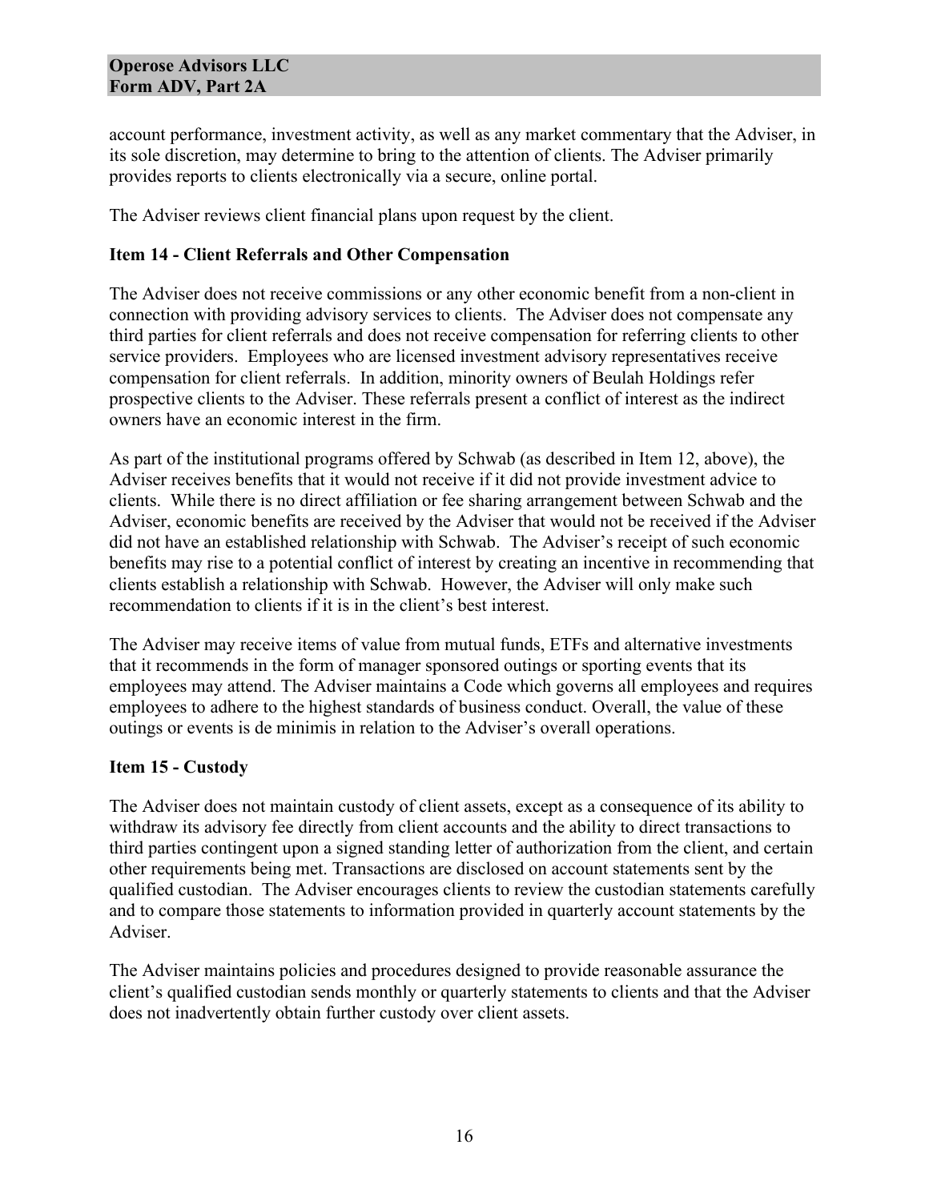account performance, investment activity, as well as any market commentary that the Adviser, in its sole discretion, may determine to bring to the attention of clients. The Adviser primarily provides reports to clients electronically via a secure, online portal.

The Adviser reviews client financial plans upon request by the client.

## Item 14 - Client Referrals and Other Compensation

The Adviser does not receive commissions or any other economic benefit from a non-client in connection with providing advisory services to clients. The Adviser does not compensate any third parties for client referrals and does not receive compensation for referring clients to other service providers. Employees who are licensed investment advisory representatives receive compensation for client referrals. In addition, minority owners of Beulah Holdings refer prospective clients to the Adviser. These referrals present a conflict of interest as the indirect owners have an economic interest in the firm.

As part of the institutional programs offered by Schwab (as described in Item 12, above), the Adviser receives benefits that it would not receive if it did not provide investment advice to clients. While there is no direct affiliation or fee sharing arrangement between Schwab and the Adviser, economic benefits are received by the Adviser that would not be received if the Adviser did not have an established relationship with Schwab. The Adviser's receipt of such economic benefits may rise to a potential conflict of interest by creating an incentive in recommending that clients establish a relationship with Schwab. However, the Adviser will only make such recommendation to clients if it is in the client's best interest.

The Adviser may receive items of value from mutual funds, ETFs and alternative investments that it recommends in the form of manager sponsored outings or sporting events that its employees may attend. The Adviser maintains a Code which governs all employees and requires employees to adhere to the highest standards of business conduct. Overall, the value of these outings or events is de minimis in relation to the Adviser's overall operations.

## Item 15 - Custody

The Adviser does not maintain custody of client assets, except as a consequence of its ability to withdraw its advisory fee directly from client accounts and the ability to direct transactions to third parties contingent upon a signed standing letter of authorization from the client, and certain other requirements being met. Transactions are disclosed on account statements sent by the qualified custodian. The Adviser encourages clients to review the custodian statements carefully and to compare those statements to information provided in quarterly account statements by the Adviser.

The Adviser maintains policies and procedures designed to provide reasonable assurance the client's qualified custodian sends monthly or quarterly statements to clients and that the Adviser does not inadvertently obtain further custody over client assets.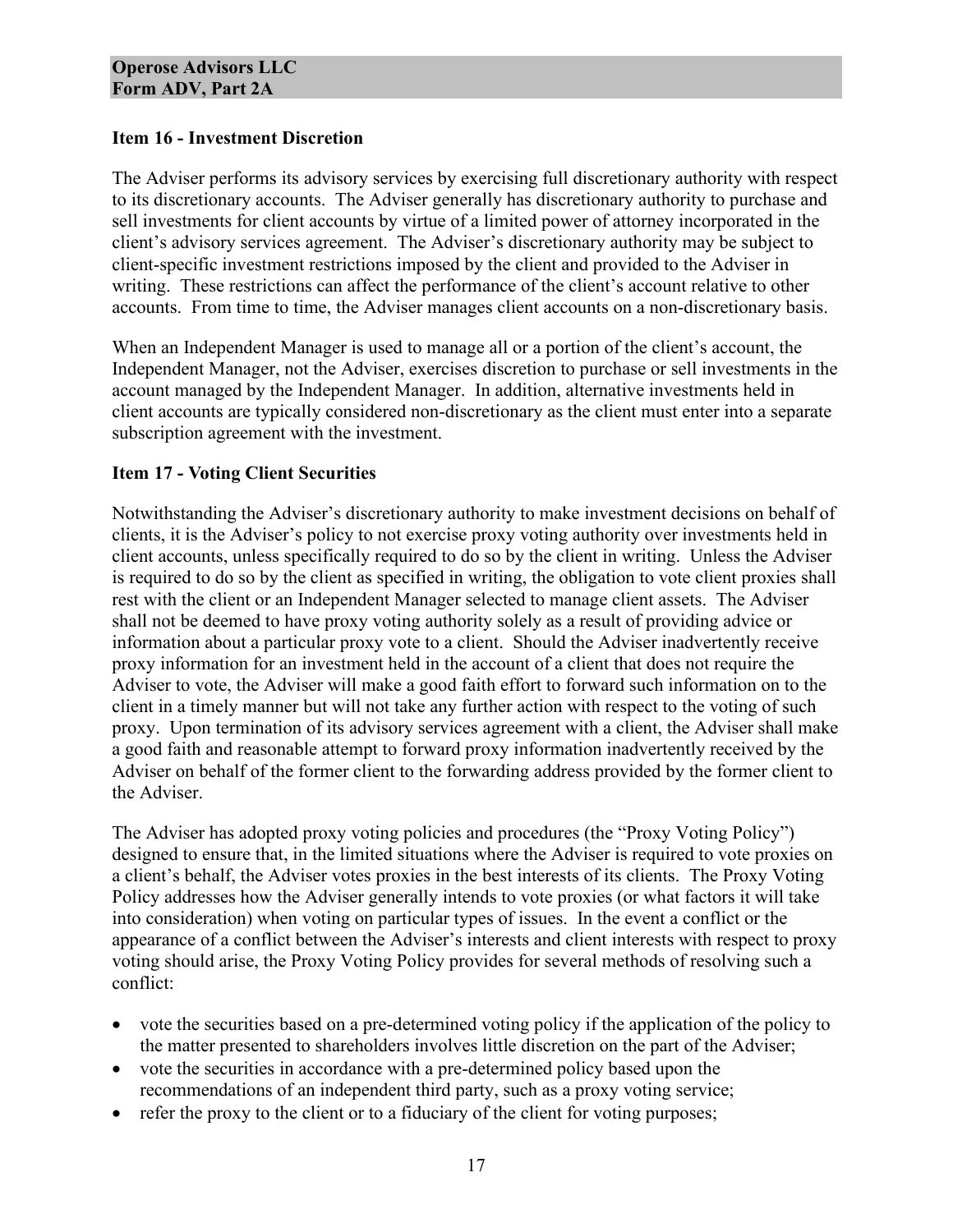## Item 16 - Investment Discretion

The Adviser performs its advisory services by exercising full discretionary authority with respect to its discretionary accounts. The Adviser generally has discretionary authority to purchase and sell investments for client accounts by virtue of a limited power of attorney incorporated in the client's advisory services agreement. The Adviser's discretionary authority may be subject to client-specific investment restrictions imposed by the client and provided to the Adviser in writing. These restrictions can affect the performance of the client's account relative to other accounts. From time to time, the Adviser manages client accounts on a non-discretionary basis.

When an Independent Manager is used to manage all or a portion of the client's account, the Independent Manager, not the Adviser, exercises discretion to purchase or sell investments in the account managed by the Independent Manager. In addition, alternative investments held in client accounts are typically considered non-discretionary as the client must enter into a separate subscription agreement with the investment.

## Item 17 - Voting Client Securities

Notwithstanding the Adviser's discretionary authority to make investment decisions on behalf of clients, it is the Adviser's policy to not exercise proxy voting authority over investments held in client accounts, unless specifically required to do so by the client in writing. Unless the Adviser is required to do so by the client as specified in writing, the obligation to vote client proxies shall rest with the client or an Independent Manager selected to manage client assets. The Adviser shall not be deemed to have proxy voting authority solely as a result of providing advice or information about a particular proxy vote to a client. Should the Adviser inadvertently receive proxy information for an investment held in the account of a client that does not require the Adviser to vote, the Adviser will make a good faith effort to forward such information on to the client in a timely manner but will not take any further action with respect to the voting of such proxy. Upon termination of its advisory services agreement with a client, the Adviser shall make a good faith and reasonable attempt to forward proxy information inadvertently received by the Adviser on behalf of the former client to the forwarding address provided by the former client to the Adviser.

The Adviser has adopted proxy voting policies and procedures (the "Proxy Voting Policy") designed to ensure that, in the limited situations where the Adviser is required to vote proxies on a client's behalf, the Adviser votes proxies in the best interests of its clients. The Proxy Voting Policy addresses how the Adviser generally intends to vote proxies (or what factors it will take into consideration) when voting on particular types of issues. In the event a conflict or the appearance of a conflict between the Adviser's interests and client interests with respect to proxy voting should arise, the Proxy Voting Policy provides for several methods of resolving such a conflict:

- vote the securities based on a pre-determined voting policy if the application of the policy to the matter presented to shareholders involves little discretion on the part of the Adviser;
- vote the securities in accordance with a pre-determined policy based upon the recommendations of an independent third party, such as a proxy voting service;
- refer the proxy to the client or to a fiduciary of the client for voting purposes;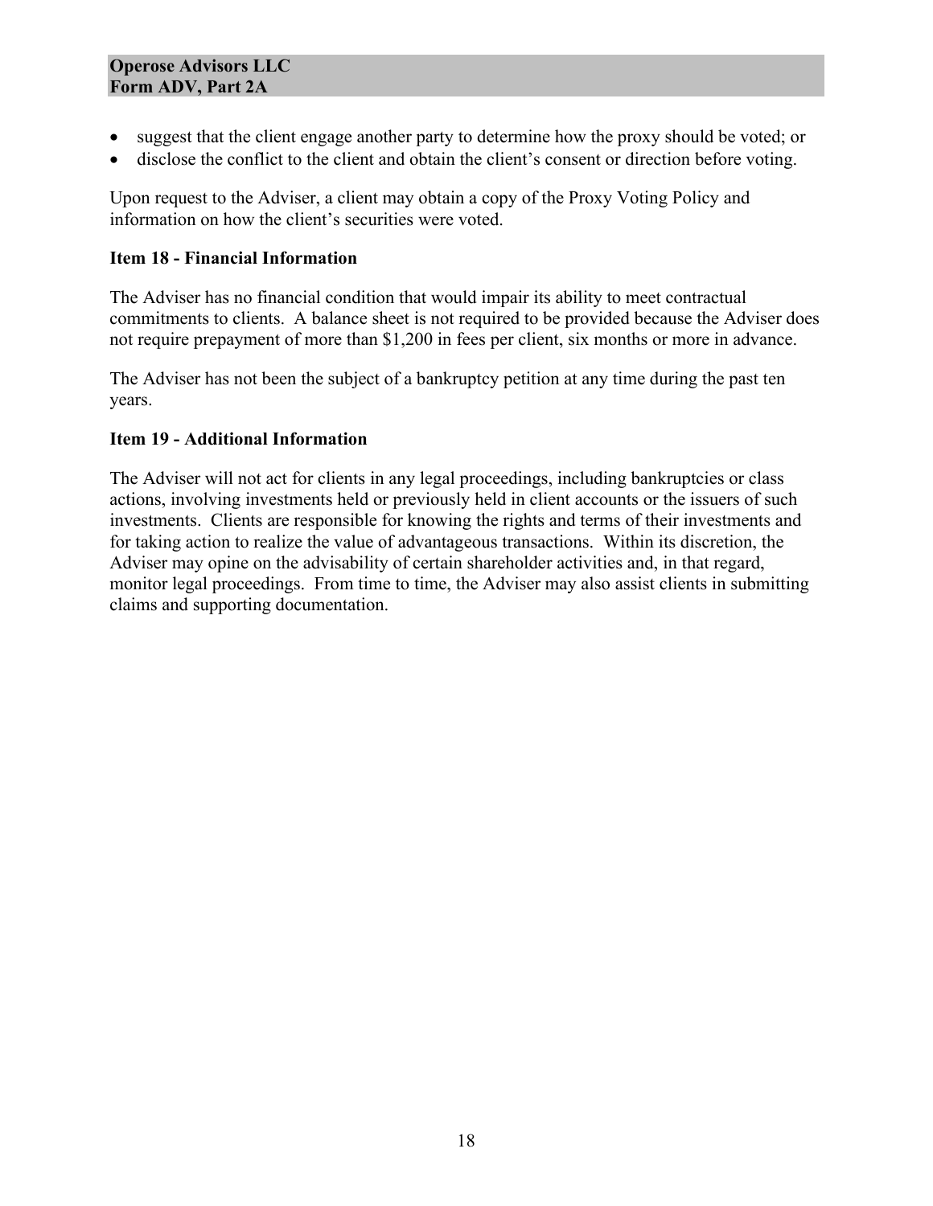- suggest that the client engage another party to determine how the proxy should be voted; or
- disclose the conflict to the client and obtain the client's consent or direction before voting.

Upon request to the Adviser, a client may obtain a copy of the Proxy Voting Policy and information on how the client's securities were voted.

## Item 18 - Financial Information

The Adviser has no financial condition that would impair its ability to meet contractual commitments to clients. A balance sheet is not required to be provided because the Adviser does not require prepayment of more than $1,200 in fees per client, six months or more in advance.

The Adviser has not been the subject of a bankruptcy petition at any time during the past ten years.

## Item 19 - Additional Information

The Adviser will not act for clients in any legal proceedings, including bankruptcies or class actions, involving investments held or previously held in client accounts or the issuers of such investments. Clients are responsible for knowing the rights and terms of their investments and for taking action to realize the value of advantageous transactions. Within its discretion, the Adviser may opine on the advisability of certain shareholder activities and, in that regard, monitor legal proceedings. From time to time, the Adviser may also assist clients in submitting claims and supporting documentation.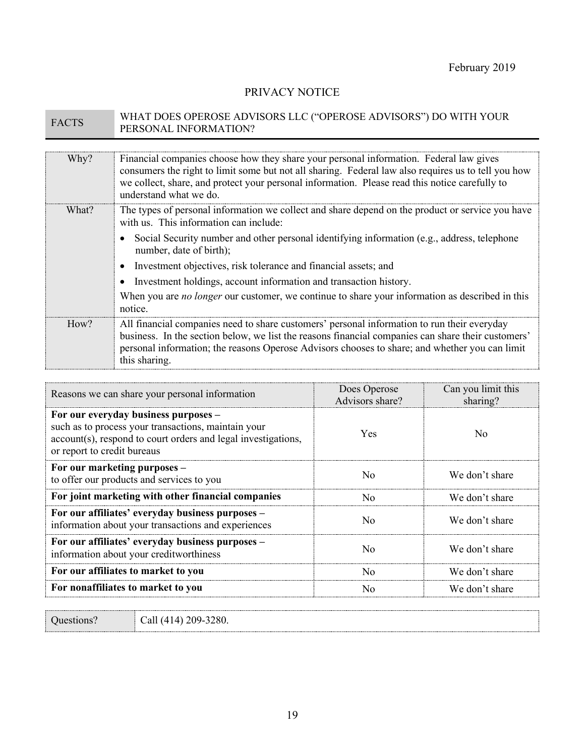February 2019

# PRIVACY NOTICE

| FACTS | WHAT DOES OPEROSE ADVISORS LLC ("OPEROSE ADVISORS") DO WITH YOUR PERSONAL INFORMATION? |
|---|---|

| | |
|---|---|
| Why? | Financial companies choose how they share your personal information. Federal law gives consumers the right to limit some but not all sharing. Federal law also requires us to tell you how we collect, share, and protect your personal information. Please read this notice carefully to understand what we do. |
| What? | The types of personal information we collect and share depend on the product or service you have with us. This information can include:<br>• Social Security number and other personal identifying information (e.g., address, telephone number, date of birth);<br>• Investment objectives, risk tolerance and financial assets; and<br>• Investment holdings, account information and transaction history.<br>When you are *no longer* our customer, we continue to share your information as described in this notice. |
| How? | All financial companies need to share customers' personal information to run their everyday business. In the section below, we list the reasons financial companies can share their customers' personal information; the reasons Operose Advisors chooses to share; and whether you can limit this sharing. |

| Reasons we can share your personal information | Does Operose Advisors share? | Can you limit this sharing? |
|---|---|---|
| **For our everyday business purposes –** such as to process your transactions, maintain your account(s), respond to court orders and legal investigations, or report to credit bureaus | Yes | No |
| **For our marketing purposes –** to offer our products and services to you | No | We don't share |
| **For joint marketing with other financial companies** | No | We don't share |
| **For our affiliates' everyday business purposes –** information about your transactions and experiences | No | We don't share |
| **For our affiliates' everyday business purposes –** information about your creditworthiness | No | We don't share |
| **For our affiliates to market to you** | No | We don't share |
| **For nonaffiliates to market to you** | No | We don't share |

| Questions? | Call (414) 209-3280. |
|---|---|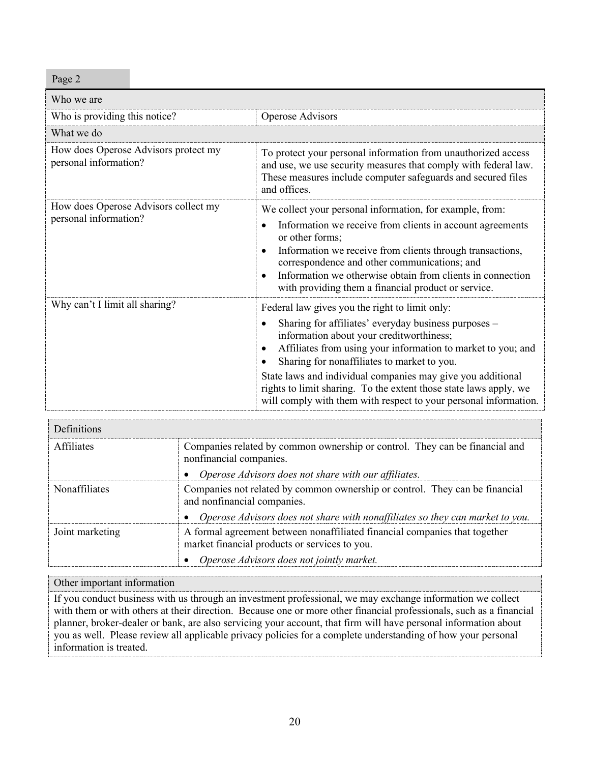Page 2

| Who we are | |
| --- | --- |
| Who is providing this notice? | Operose Advisors |
| **What we do** | |
| How does Operose Advisors protect my personal information? | To protect your personal information from unauthorized access and use, we use security measures that comply with federal law. These measures include computer safeguards and secured files and offices. |
| How does Operose Advisors collect my personal information? | We collect your personal information, for example, from: <br>• Information we receive from clients in account agreements or other forms; <br>• Information we receive from clients through transactions, correspondence and other communications; and <br>• Information we otherwise obtain from clients in connection with providing them a financial product or service. |
| Why can't I limit all sharing? | Federal law gives you the right to limit only: <br>• Sharing for affiliates' everyday business purposes – information about your creditworthiness; <br>• Affiliates from using your information to market to you; and <br>• Sharing for nonaffiliates to market to you. <br>State laws and individual companies may give you additional rights to limit sharing. To the extent those state laws apply, we will comply with them with respect to your personal information. |

| Definitions | |
| --- | --- |
| Affiliates | Companies related by common ownership or control. They can be financial and nonfinancial companies. <br>• *Operose Advisors does not share with our affiliates.* |
| Nonaffiliates | Companies not related by common ownership or control. They can be financial and nonfinancial companies. <br>• *Operose Advisors does not share with nonaffiliates so they can market to you.* |
| Joint marketing | A formal agreement between nonaffiliated financial companies that together market financial products or services to you. <br>• *Operose Advisors does not jointly market.* |

| Other important information |
| --- |
| If you conduct business with us through an investment professional, we may exchange information we collect with them or with others at their direction. Because one or more other financial professionals, such as a financial planner, broker-dealer or bank, are also servicing your account, that firm will have personal information about you as well. Please review all applicable privacy policies for a complete understanding of how your personal information is treated. |